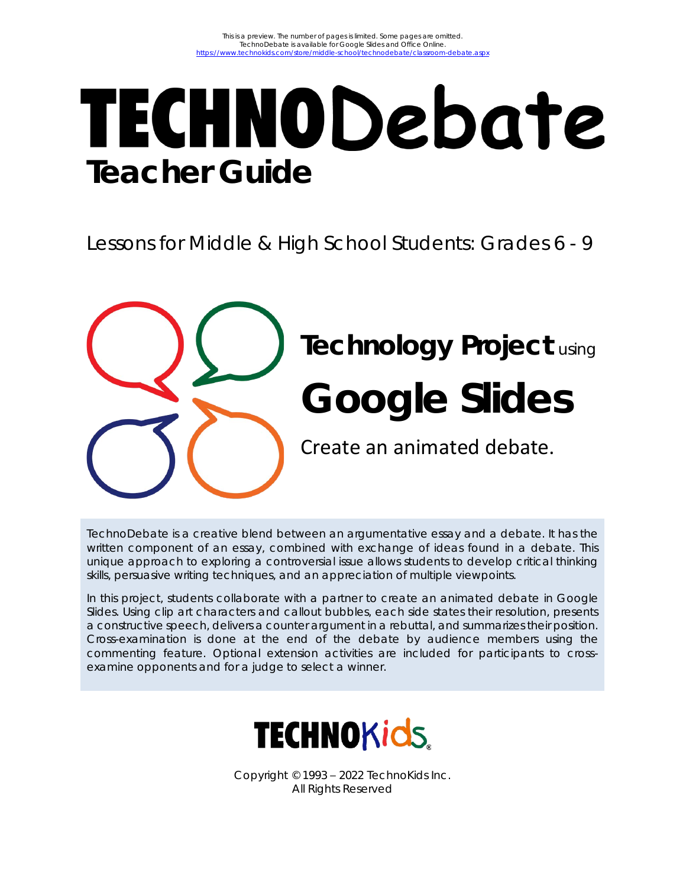This is a preview. The number of pages is limited. Some pages are omitted.
TechnoDebate is available for Google Slides and Office Online.
https://www.technokids.com/store/middle-school/technodebate/classroom-debate.aspx

# TECHNODebate

## Teacher Guide

Lessons for Middle & High School Students: Grades 6 - 9

**Technology Project** using

# Google Slides

Create an animated debate.

TechnoDebate is a creative blend between an argumentative essay and a debate. It has the written component of an essay, combined with exchange of ideas found in a debate. This unique approach to exploring a controversial issue allows students to develop critical thinking skills, persuasive writing techniques, and an appreciation of multiple viewpoints.

In this project, students collaborate with a partner to create an animated debate in Google Slides. Using clip art characters and callout bubbles, each side states their resolution, presents a constructive speech, delivers a counter argument in a rebuttal, and summarizes their position. Cross-examination is done at the end of the debate by audience members using the commenting feature. Optional extension activities are included for participants to cross-examine opponents and for a judge to select a winner.

TECHNOKids

Copyright © 1993 – 2022 TechnoKids Inc.
All Rights Reserved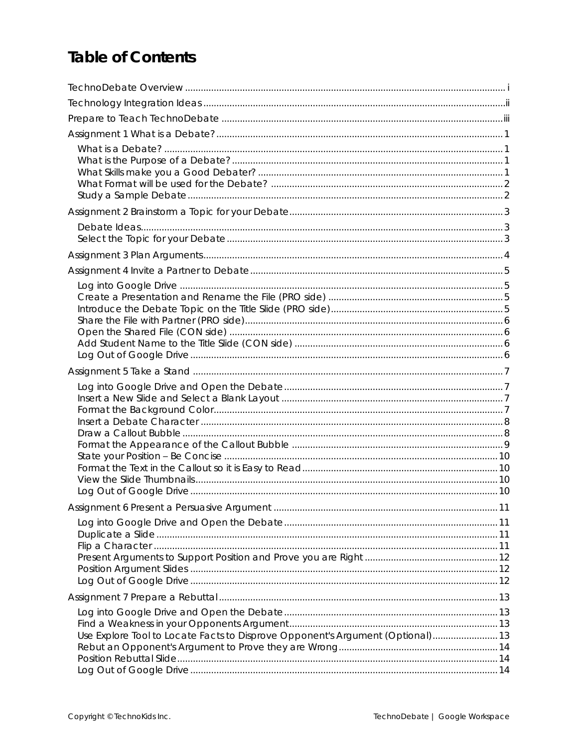# Table of Contents

TechnoDebate Overview ..... i

Technology Integration Ideas ..... ii

Prepare to Teach TechnoDebate ..... iii

Assignment 1 What is a Debate? ..... 1

- What is a Debate? ..... 1
- What is the Purpose of a Debate? ..... 1
- What Skills make you a Good Debater? ..... 1
- What Format will be used for the Debate? ..... 2
- Study a Sample Debate ..... 2

Assignment 2 Brainstorm a Topic for your Debate ..... 3

- Debate Ideas ..... 3
- Select the Topic for your Debate ..... 3

Assignment 3 Plan Arguments ..... 4

Assignment 4 Invite a Partner to Debate ..... 5

- Log into Google Drive ..... 5
- Create a Presentation and Rename the File (PRO side) ..... 5
- Introduce the Debate Topic on the Title Slide (PRO side) ..... 5
- Share the File with Partner (PRO side) ..... 6
- Open the Shared File (CON side) ..... 6
- Add Student Name to the Title Slide (CON side) ..... 6
- Log Out of Google Drive ..... 6

Assignment 5 Take a Stand ..... 7

- Log into Google Drive and Open the Debate ..... 7
- Insert a New Slide and Select a Blank Layout ..... 7
- Format the Background Color ..... 7
- Insert a Debate Character ..... 8
- Draw a Callout Bubble ..... 8
- Format the Appearance of the Callout Bubble ..... 9
- State your Position – Be Concise ..... 10
- Format the Text in the Callout so it is Easy to Read ..... 10
- View the Slide Thumbnails ..... 10
- Log Out of Google Drive ..... 10

Assignment 6 Present a Persuasive Argument ..... 11

- Log into Google Drive and Open the Debate ..... 11
- Duplicate a Slide ..... 11
- Flip a Character ..... 11
- Present Arguments to Support Position and Prove you are Right ..... 12
- Position Argument Slides ..... 12
- Log Out of Google Drive ..... 12

Assignment 7 Prepare a Rebuttal ..... 13

- Log into Google Drive and Open the Debate ..... 13
- Find a Weakness in your Opponents Argument ..... 13
- Use Explore Tool to Locate Facts to Disprove Opponent's Argument (Optional) ..... 13
- Rebut an Opponent's Argument to Prove they are Wrong ..... 14
- Position Rebuttal Slide ..... 14
- Log Out of Google Drive ..... 14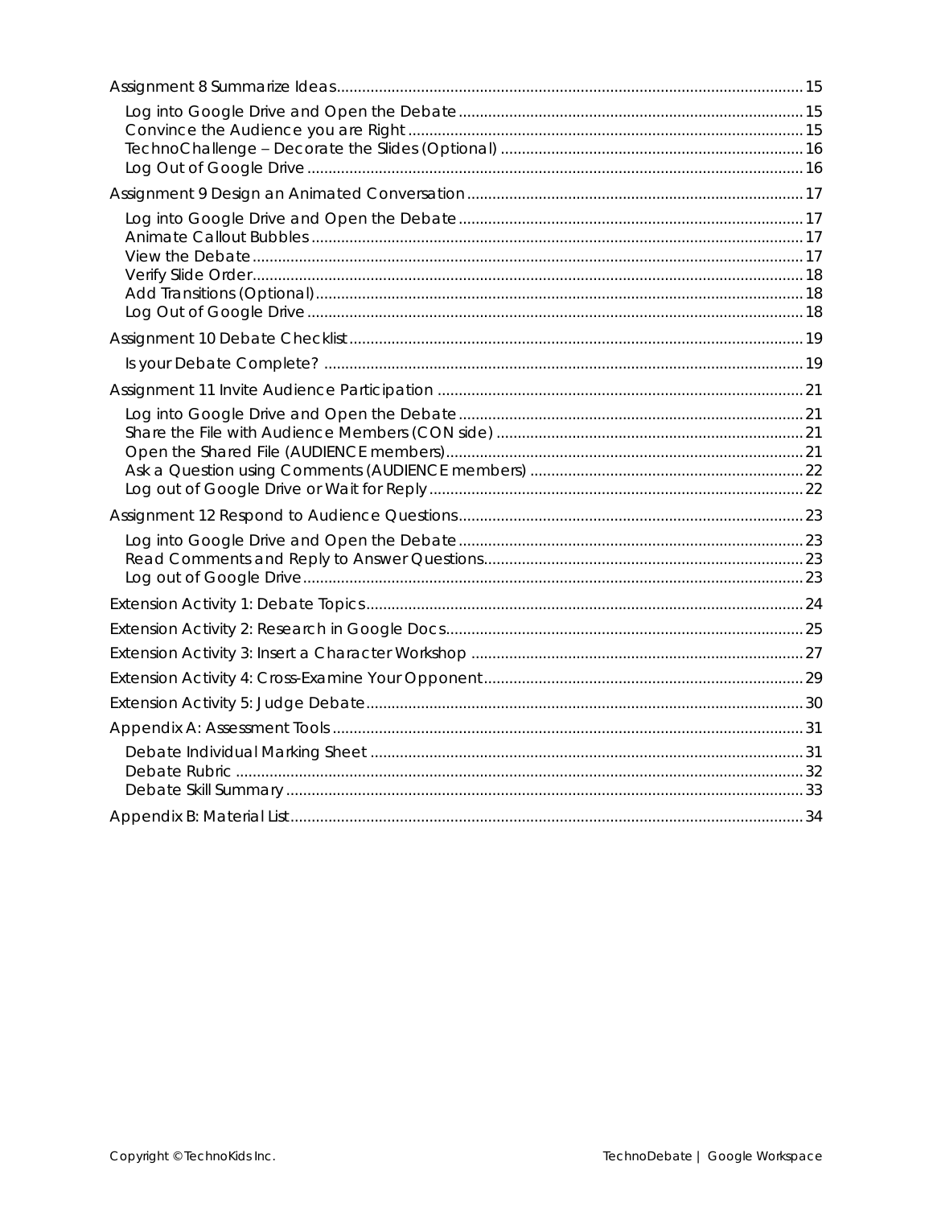Assignment 8 Summarize Ideas ... 15

- Log into Google Drive and Open the Debate ... 15
- Convince the Audience you are Right ... 15
- TechnoChallenge – Decorate the Slides (Optional) ... 16
- Log Out of Google Drive ... 16

Assignment 9 Design an Animated Conversation ... 17

- Log into Google Drive and Open the Debate ... 17
- Animate Callout Bubbles ... 17
- View the Debate ... 17
- Verify Slide Order ... 18
- Add Transitions (Optional) ... 18
- Log Out of Google Drive ... 18

Assignment 10 Debate Checklist ... 19

- Is your Debate Complete? ... 19

Assignment 11 Invite Audience Participation ... 21

- Log into Google Drive and Open the Debate ... 21
- Share the File with Audience Members (CON side) ... 21
- Open the Shared File (AUDIENCE members) ... 21
- Ask a Question using Comments (AUDIENCE members) ... 22
- Log out of Google Drive or Wait for Reply ... 22

Assignment 12 Respond to Audience Questions ... 23

- Log into Google Drive and Open the Debate ... 23
- Read Comments and Reply to Answer Questions ... 23
- Log out of Google Drive ... 23

Extension Activity 1: Debate Topics ... 24

Extension Activity 2: Research in Google Docs ... 25

Extension Activity 3: Insert a Character Workshop ... 27

Extension Activity 4: Cross-Examine Your Opponent ... 29

Extension Activity 5: Judge Debate ... 30

Appendix A: Assessment Tools ... 31

- Debate Individual Marking Sheet ... 31
- Debate Rubric ... 32
- Debate Skill Summary ... 33

Appendix B: Material List ... 34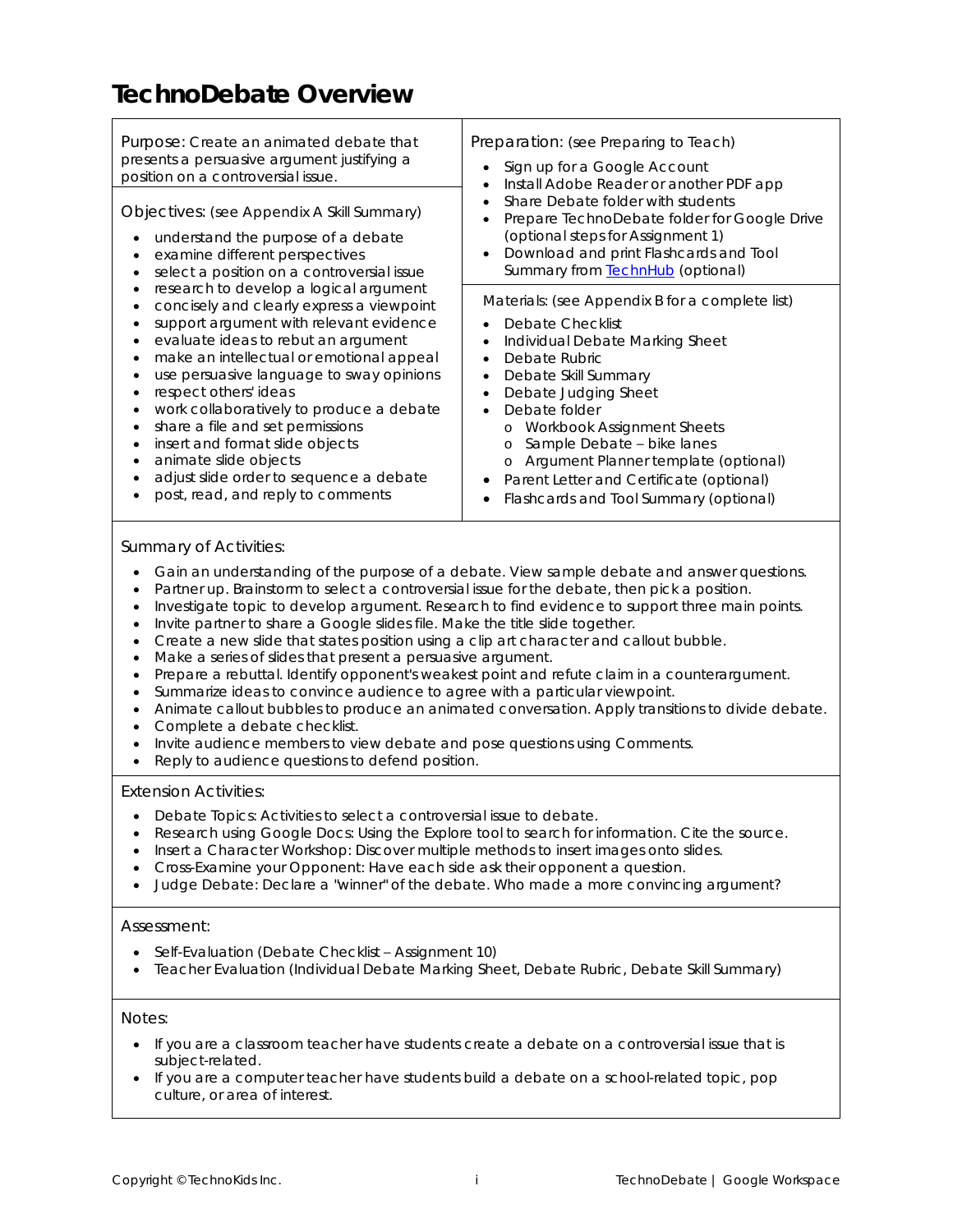# TechnoDebate Overview

Purpose: Create an animated debate that presents a persuasive argument justifying a position on a controversial issue.

Objectives: (see Appendix A Skill Summary)

- understand the purpose of a debate
- examine different perspectives
- select a position on a controversial issue
- research to develop a logical argument
- concisely and clearly express a viewpoint
- support argument with relevant evidence
- evaluate ideas to rebut an argument
- make an intellectual or emotional appeal
- use persuasive language to sway opinions
- respect others' ideas
- work collaboratively to produce a debate
- share a file and set permissions
- insert and format slide objects
- animate slide objects
- adjust slide order to sequence a debate
- post, read, and reply to comments

Preparation: (see Preparing to Teach)

- Sign up for a Google Account
- Install Adobe Reader or another PDF app
- Share Debate folder with students
- Prepare TechnoDebate folder for Google Drive (optional steps for Assignment 1)
- Download and print Flashcards and Tool Summary from TechnHub (optional)

Materials: (see Appendix B for a complete list)

- Debate Checklist
- Individual Debate Marking Sheet
- Debate Rubric
- Debate Skill Summary
- Debate Judging Sheet
- Debate folder
  - Workbook Assignment Sheets
  - Sample Debate – bike lanes
  - Argument Planner template (optional)
- Parent Letter and Certificate (optional)
- Flashcards and Tool Summary (optional)

Summary of Activities:

- Gain an understanding of the purpose of a debate. View sample debate and answer questions.
- Partner up. Brainstorm to select a controversial issue for the debate, then pick a position.
- Investigate topic to develop argument. Research to find evidence to support three main points.
- Invite partner to share a Google slides file. Make the title slide together.
- Create a new slide that states position using a clip art character and callout bubble.
- Make a series of slides that present a persuasive argument.
- Prepare a rebuttal. Identify opponent's weakest point and refute claim in a counterargument.
- Summarize ideas to convince audience to agree with a particular viewpoint.
- Animate callout bubbles to produce an animated conversation. Apply transitions to divide debate.
- Complete a debate checklist.
- Invite audience members to view debate and pose questions using Comments.
- Reply to audience questions to defend position.

Extension Activities:

- Debate Topics: Activities to select a controversial issue to debate.
- Research using Google Docs: Using the Explore tool to search for information. Cite the source.
- Insert a Character Workshop: Discover multiple methods to insert images onto slides.
- Cross-Examine your Opponent: Have each side ask their opponent a question.
- Judge Debate: Declare a "winner" of the debate. Who made a more convincing argument?

Assessment:

- Self-Evaluation (Debate Checklist – Assignment 10)
- Teacher Evaluation (Individual Debate Marking Sheet, Debate Rubric, Debate Skill Summary)

Notes:

- If you are a classroom teacher have students create a debate on a controversial issue that is subject-related.
- If you are a computer teacher have students build a debate on a school-related topic, pop culture, or area of interest.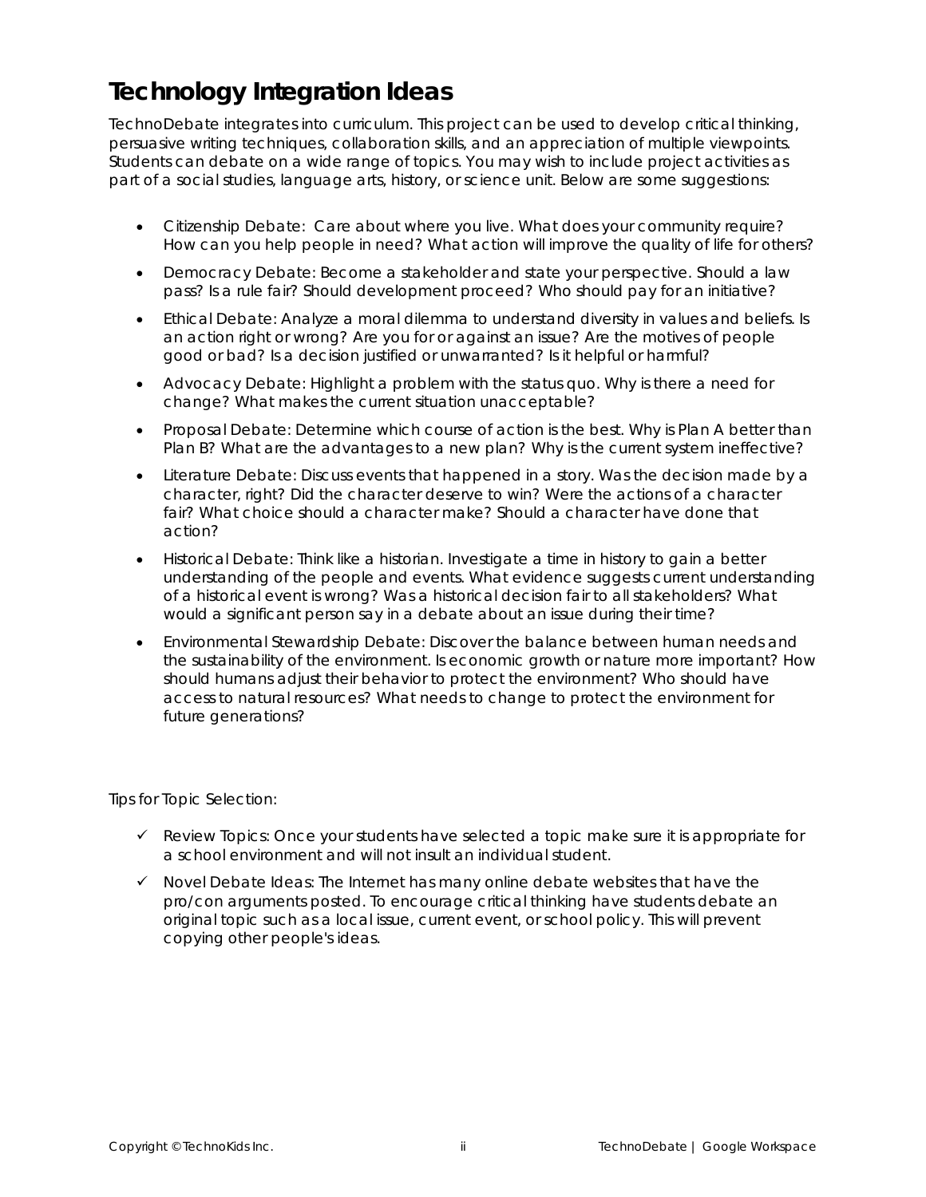# Technology Integration Ideas

TechnoDebate integrates into curriculum. This project can be used to develop critical thinking, persuasive writing techniques, collaboration skills, and an appreciation of multiple viewpoints. Students can debate on a wide range of topics. You may wish to include project activities as part of a social studies, language arts, history, or science unit. Below are some suggestions:

- Citizenship Debate: Care about where you live. What does your community require? How can you help people in need? What action will improve the quality of life for others?
- Democracy Debate: Become a stakeholder and state your perspective. Should a law pass? Is a rule fair? Should development proceed? Who should pay for an initiative?
- Ethical Debate: Analyze a moral dilemma to understand diversity in values and beliefs. Is an action right or wrong? Are you for or against an issue? Are the motives of people good or bad? Is a decision justified or unwarranted? Is it helpful or harmful?
- Advocacy Debate: Highlight a problem with the status quo. Why is there a need for change? What makes the current situation unacceptable?
- Proposal Debate: Determine which course of action is the best. Why is Plan A better than Plan B? What are the advantages to a new plan? Why is the current system ineffective?
- Literature Debate: Discuss events that happened in a story. Was the decision made by a character, right? Did the character deserve to win? Were the actions of a character fair? What choice should a character make? Should a character have done that action?
- Historical Debate: Think like a historian. Investigate a time in history to gain a better understanding of the people and events. What evidence suggests current understanding of a historical event is wrong? Was a historical decision fair to all stakeholders? What would a significant person say in a debate about an issue during their time?
- Environmental Stewardship Debate: Discover the balance between human needs and the sustainability of the environment. Is economic growth or nature more important? How should humans adjust their behavior to protect the environment? Who should have access to natural resources? What needs to change to protect the environment for future generations?

Tips for Topic Selection:

- ✓ Review Topics: Once your students have selected a topic make sure it is appropriate for a school environment and will not insult an individual student.
- ✓ Novel Debate Ideas: The Internet has many online debate websites that have the pro/con arguments posted. To encourage critical thinking have students debate an original topic such as a local issue, current event, or school policy. This will prevent copying other people's ideas.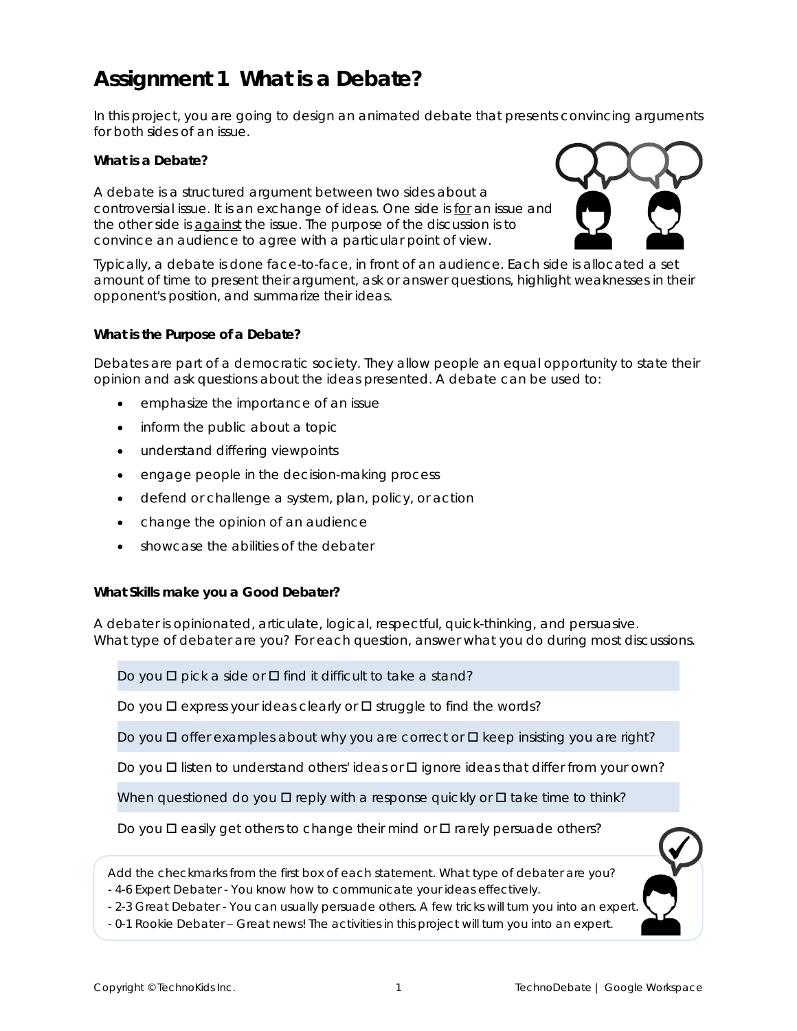# Assignment 1 What is a Debate?

In this project, you are going to design an animated debate that presents convincing arguments for both sides of an issue.

**What is a Debate?**

A debate is a structured argument between two sides about a controversial issue. It is an exchange of ideas. One side is for an issue and the other side is against the issue. The purpose of the discussion is to convince an audience to agree with a particular point of view.

Typically, a debate is done face-to-face, in front of an audience. Each side is allocated a set amount of time to present their argument, ask or answer questions, highlight weaknesses in their opponent's position, and summarize their ideas.

**What is the Purpose of a Debate?**

Debates are part of a democratic society. They allow people an equal opportunity to state their opinion and ask questions about the ideas presented. A debate can be used to:

- emphasize the importance of an issue
- inform the public about a topic
- understand differing viewpoints
- engage people in the decision-making process
- defend or challenge a system, plan, policy, or action
- change the opinion of an audience
- showcase the abilities of the debater

**What Skills make you a Good Debater?**

A debater is opinionated, articulate, logical, respectful, quick-thinking, and persuasive. What type of debater are you? For each question, answer what you do during most discussions.

Do you ☐ pick a side or ☐ find it difficult to take a stand?

Do you ☐ express your ideas clearly or ☐ struggle to find the words?

Do you ☐ offer examples about why you are correct or ☐ keep insisting you are right?

Do you ☐ listen to understand others' ideas or ☐ ignore ideas that differ from your own?

When questioned do you ☐ reply with a response quickly or ☐ take time to think?

Do you ☐ easily get others to change their mind or ☐ rarely persuade others?

Add the checkmarks from the first box of each statement. What type of debater are you?
- 4-6 Expert Debater - You know how to communicate your ideas effectively.
- 2-3 Great Debater - You can usually persuade others. A few tricks will turn you into an expert.
- 0-1 Rookie Debater – Great news! The activities in this project will turn you into an expert.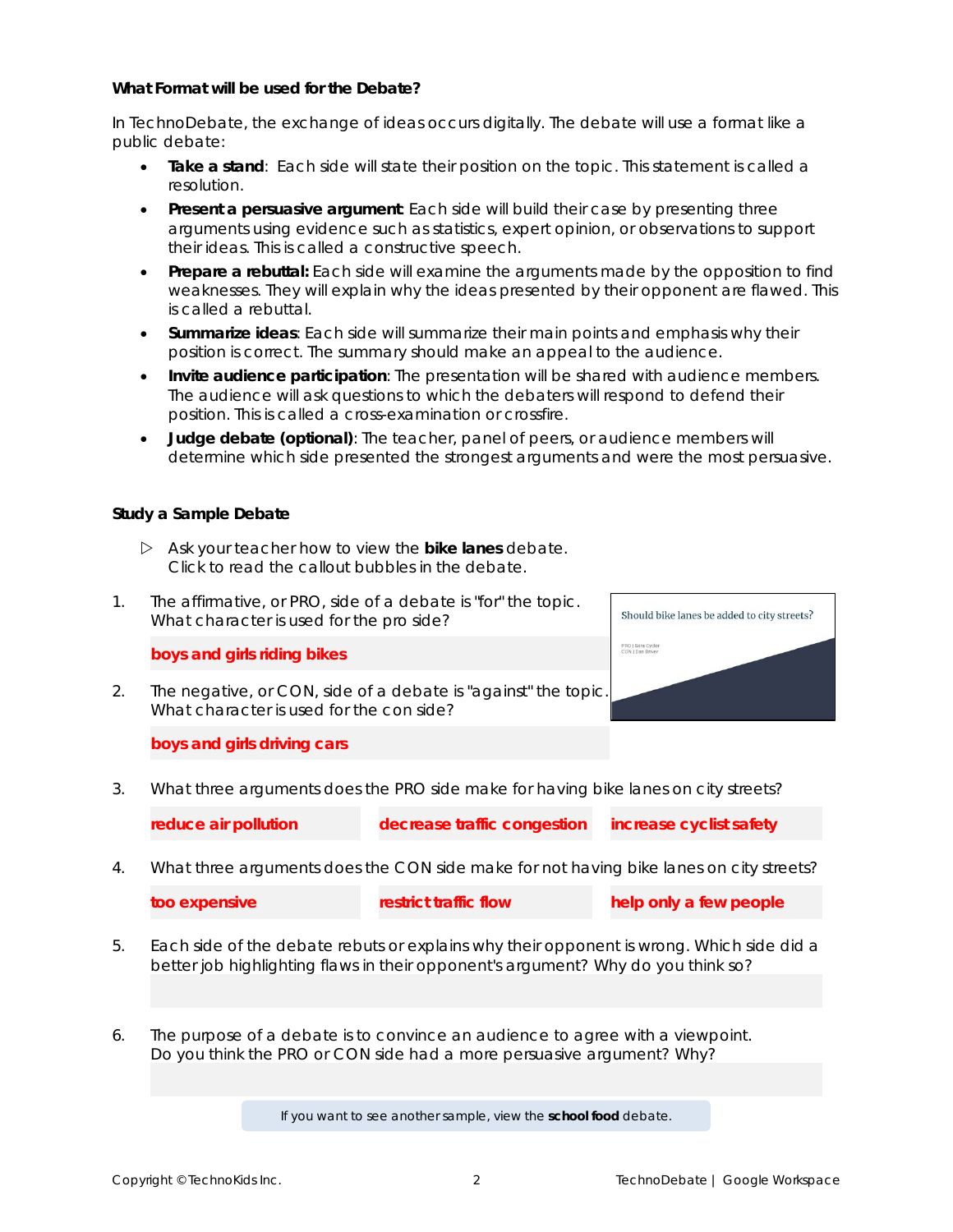**What Format will be used for the Debate?**

In TechnoDebate, the exchange of ideas occurs digitally. The debate will use a format like a public debate:

- **Take a stand**: Each side will state their position on the topic. This statement is called a resolution.
- **Present a persuasive argument**: Each side will build their case by presenting three arguments using evidence such as statistics, expert opinion, or observations to support their ideas. This is called a constructive speech.
- **Prepare a rebuttal:** Each side will examine the arguments made by the opposition to find weaknesses. They will explain why the ideas presented by their opponent are flawed. This is called a rebuttal.
- **Summarize ideas**: Each side will summarize their main points and emphasis why their position is correct. The summary should make an appeal to the audience.
- **Invite audience participation**: The presentation will be shared with audience members. The audience will ask questions to which the debaters will respond to defend their position. This is called a cross-examination or crossfire.
- **Judge debate (optional)**: The teacher, panel of peers, or audience members will determine which side presented the strongest arguments and were the most persuasive.

**Study a Sample Debate**

▷ Ask your teacher how to view the **bike lanes** debate.
Click to read the callout bubbles in the debate.

Should bike lanes be added to city streets?

PRO | Sara Cycler
CON | Dan Driver

1. The affirmative, or PRO, side of a debate is "for" the topic. What character is used for the pro side?

   **boys and girls riding bikes**

2. The negative, or CON, side of a debate is "against" the topic. What character is used for the con side?

   **boys and girls driving cars**

3. What three arguments does the PRO side make for having bike lanes on city streets?

   | reduce air pollution | decrease traffic congestion | increase cyclist safety |
   |---|---|---|

4. What three arguments does the CON side make for not having bike lanes on city streets?

   | too expensive | restrict traffic flow | help only a few people |
   |---|---|---|

5. Each side of the debate rebuts or explains why their opponent is wrong. Which side did a better job highlighting flaws in their opponent's argument? Why do you think so?

6. The purpose of a debate is to convince an audience to agree with a viewpoint. Do you think the PRO or CON side had a more persuasive argument? Why?

If you want to see another sample, view the **school food** debate.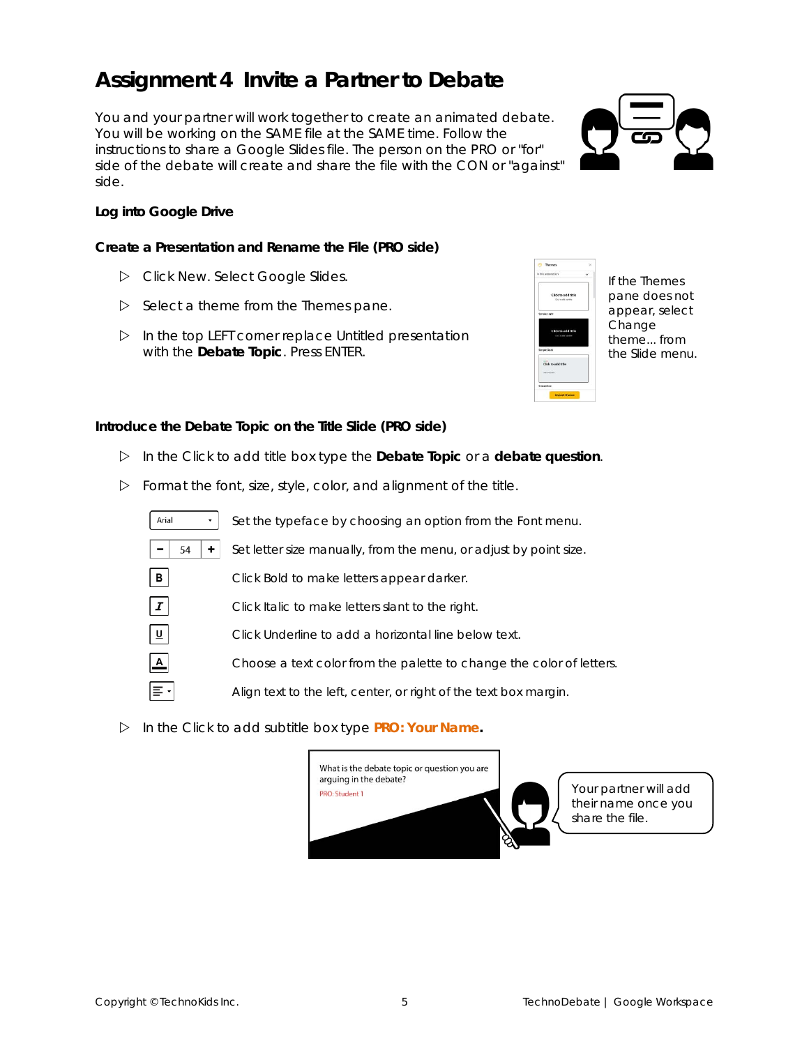# Assignment 4 Invite a Partner to Debate

You and your partner will work together to create an animated debate. You will be working on the SAME file at the SAME time. Follow the instructions to share a Google Slides file. The person on the PRO or "for" side of the debate will create and share the file with the CON or "against" side.

**Log into Google Drive**

**Create a Presentation and Rename the File (PRO side)**

- Click New. Select Google Slides.
- Select a theme from the Themes pane.
- In the top LEFT corner replace Untitled presentation with the **Debate Topic**. Press ENTER.

If the Themes pane does not appear, select Change theme... from the Slide menu.

**Introduce the Debate Topic on the Title Slide (PRO side)**

- In the Click to add title box type the **Debate Topic** or a **debate question**.
- Format the font, size, style, color, and alignment of the title.

| | |
|---|---|
| Arial | Set the typeface by choosing an option from the Font menu. |
| − 54 + | Set letter size manually, from the menu, or adjust by point size. |
| B | Click Bold to make letters appear darker. |
| I | Click Italic to make letters slant to the right. |
| U | Click Underline to add a horizontal line below text. |
| A | Choose a text color from the palette to change the color of letters. |
| ≡ | Align text to the left, center, or right of the text box margin. |

- In the Click to add subtitle box type **PRO: Your Name**.

What is the debate topic or question you are arguing in the debate?
PRO: Student 1

Your partner will add their name once you share the file.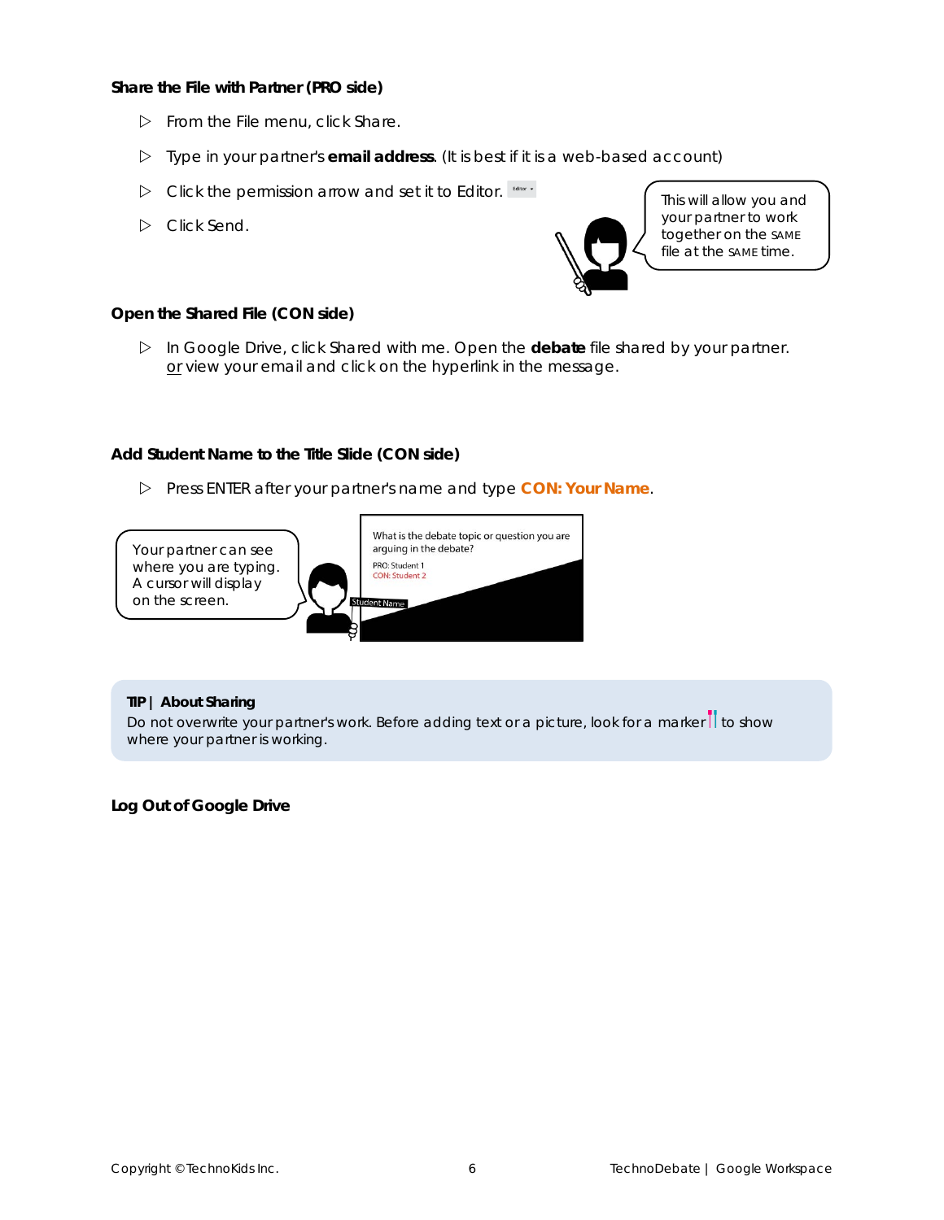### Share the File with Partner (PRO side)

- From the File menu, click Share.
- Type in your partner's **email address**. (It is best if it is a web-based account)
- Click the permission arrow and set it to Editor.
- Click Send.

This will allow you and your partner to work together on the SAME file at the SAME time.

### Open the Shared File (CON side)

- In Google Drive, click Shared with me. Open the **debate** file shared by your partner. or view your email and click on the hyperlink in the message.

### Add Student Name to the Title Slide (CON side)

- Press ENTER after your partner's name and type **CON: Your Name**.

Your partner can see where you are typing. A cursor will display on the screen.

What is the debate topic or question you are arguing in the debate?
PRO: Student 1
CON: Student 2

Student Name

**TIP | About Sharing**
Do not overwrite your partner's work. Before adding text or a picture, look for a marker to show where your partner is working.

### Log Out of Google Drive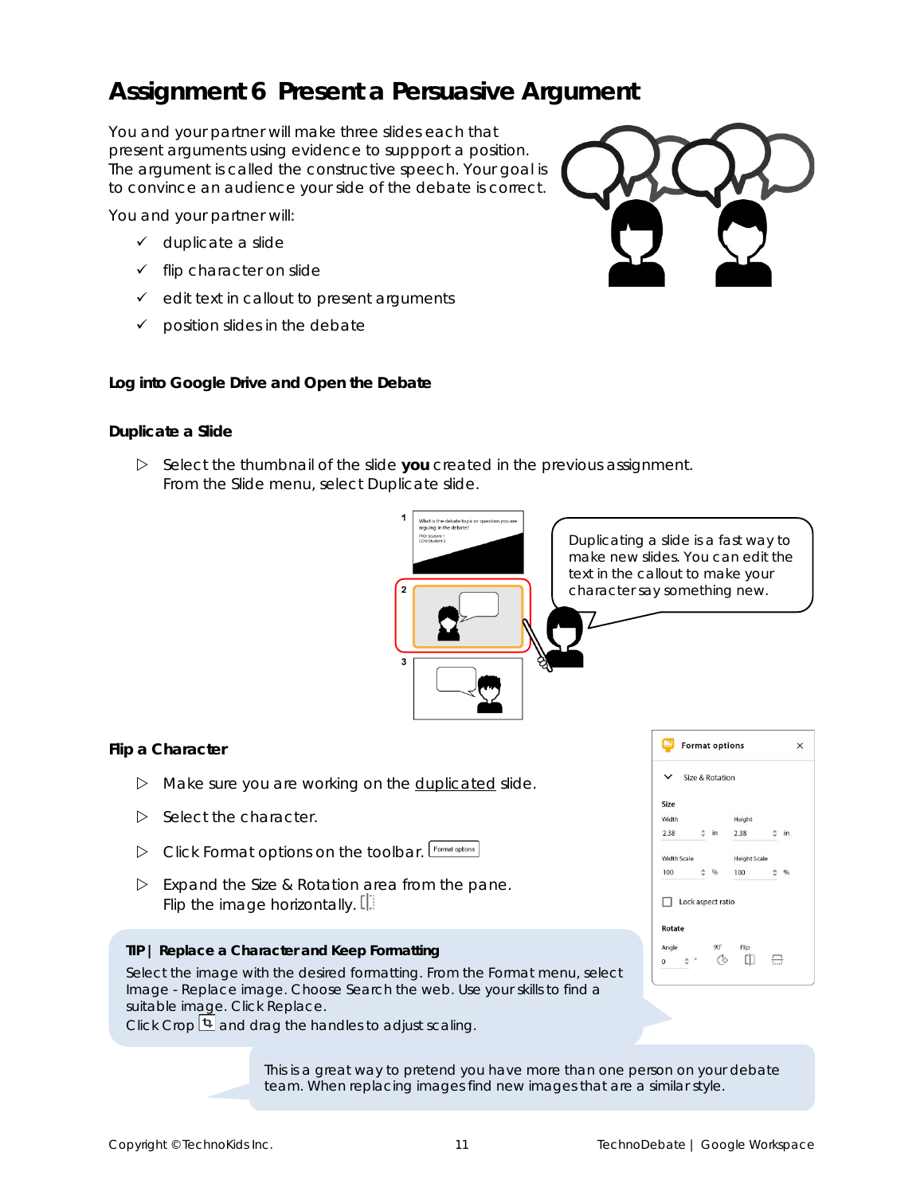# Assignment 6 Present a Persuasive Argument

You and your partner will make three slides each that present arguments using evidence to suppport a position. The argument is called the constructive speech. Your goal is to convince an audience your side of the debate is correct.

You and your partner will:

- ✓ duplicate a slide
- ✓ flip character on slide
- ✓ edit text in callout to present arguments
- ✓ position slides in the debate

**Log into Google Drive and Open the Debate**

**Duplicate a Slide**

- ▷ Select the thumbnail of the slide **you** created in the previous assignment. From the Slide menu, select Duplicate slide.

Duplicating a slide is a fast way to make new slides. You can edit the text in the callout to make your character say something new.

**Flip a Character**

- ▷ Make sure you are working on the duplicated slide.
- ▷ Select the character.
- ▷ Click Format options on the toolbar.
- ▷ Expand the Size & Rotation area from the pane. Flip the image horizontally.

**TIP | Replace a Character and Keep Formatting**

Select the image with the desired formatting. From the Format menu, select Image - Replace image. Choose Search the web. Use your skills to find a suitable image. Click Replace.
Click Crop and drag the handles to adjust scaling.

This is a great way to pretend you have more than one person on your debate team. When replacing images find new images that are a similar style.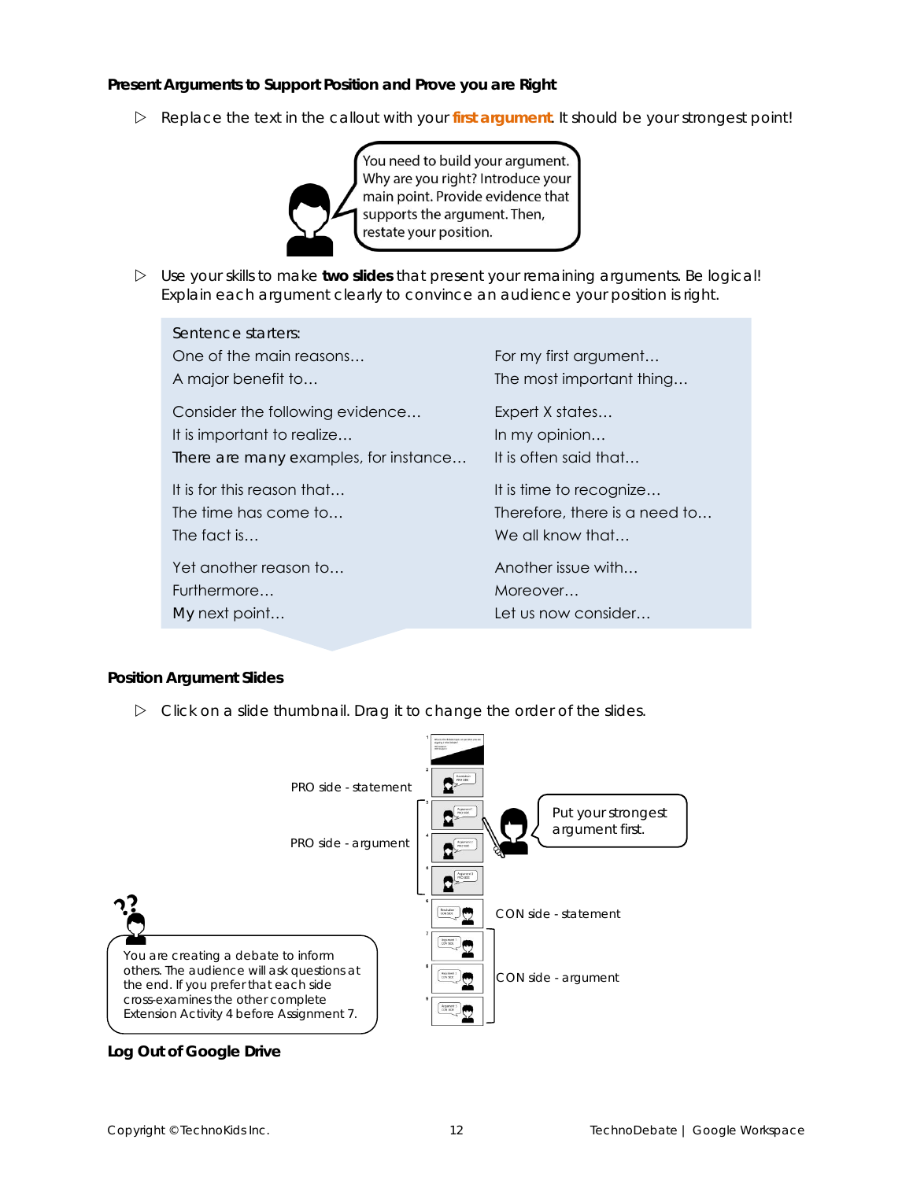**Present Arguments to Support Position and Prove you are Right**

▷ Replace the text in the callout with your **first argument**. It should be your strongest point!

You need to build your argument. Why are you right? Introduce your main point. Provide evidence that supports the argument. Then, restate your position.

▷ Use your skills to make **two slides** that present your remaining arguments. Be logical! Explain each argument clearly to convince an audience your position is right.

Sentence starters:

| | |
|---|---|
| One of the main reasons… | For my first argument… |
| A major benefit to… | The most important thing… |
| Consider the following evidence… | Expert X states… |
| It is important to realize… | In my opinion… |
| There are many examples, for instance… | It is often said that… |
| It is for this reason that… | It is time to recognize… |
| The time has come to… | Therefore, there is a need to… |
| The fact is… | We all know that… |
| Yet another reason to… | Another issue with… |
| Furthermore… | Moreover… |
| My next point… | Let us now consider… |

**Position Argument Slides**

▷ Click on a slide thumbnail. Drag it to change the order of the slides.

PRO side - statement

PRO side - argument

Put your strongest argument first.

CON side - statement

CON side - argument

You are creating a debate to inform others. The audience will ask questions at the end. If you prefer that each side cross-examines the other complete Extension Activity 4 before Assignment 7.

**Log Out of Google Drive**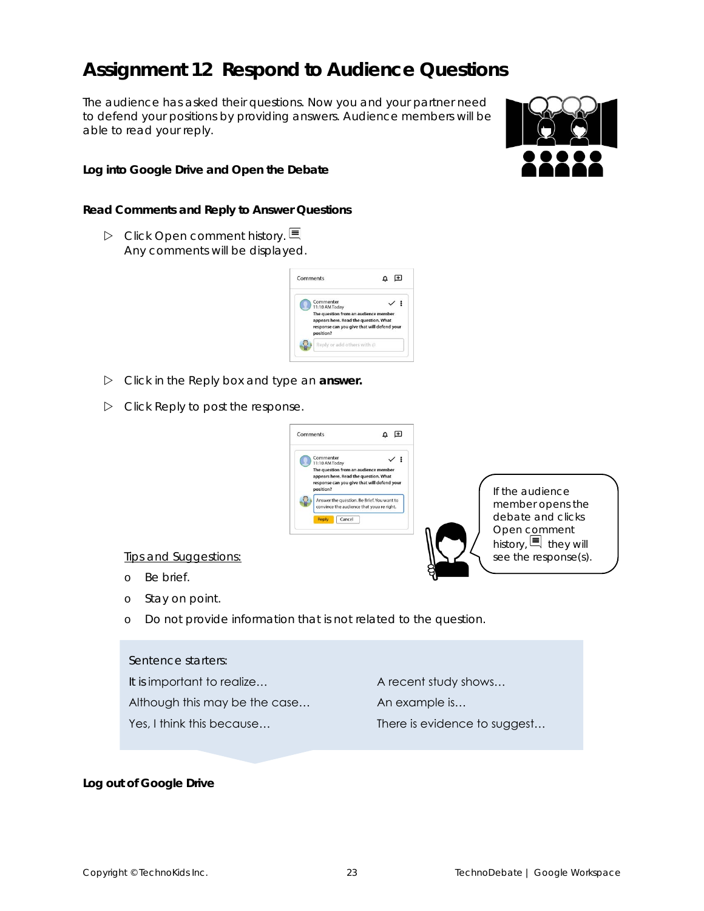# Assignment 12 Respond to Audience Questions

The audience has asked their questions. Now you and your partner need to defend your positions by providing answers. Audience members will be able to read your reply.

**Log into Google Drive and Open the Debate**

**Read Comments and Reply to Answer Questions**

- ▷ Click Open comment history.
  Any comments will be displayed.
- ▷ Click in the Reply box and type an **answer.**
- ▷ Click Reply to post the response.

If the audience member opens the debate and clicks Open comment history, they will see the response(s).

Tips and Suggestions:

- o Be brief.
- o Stay on point.
- o Do not provide information that is not related to the question.

Sentence starters:

| | |
|---|---|
| It is important to realize… | A recent study shows… |
| Although this may be the case… | An example is… |
| Yes, I think this because… | There is evidence to suggest… |

**Log out of Google Drive**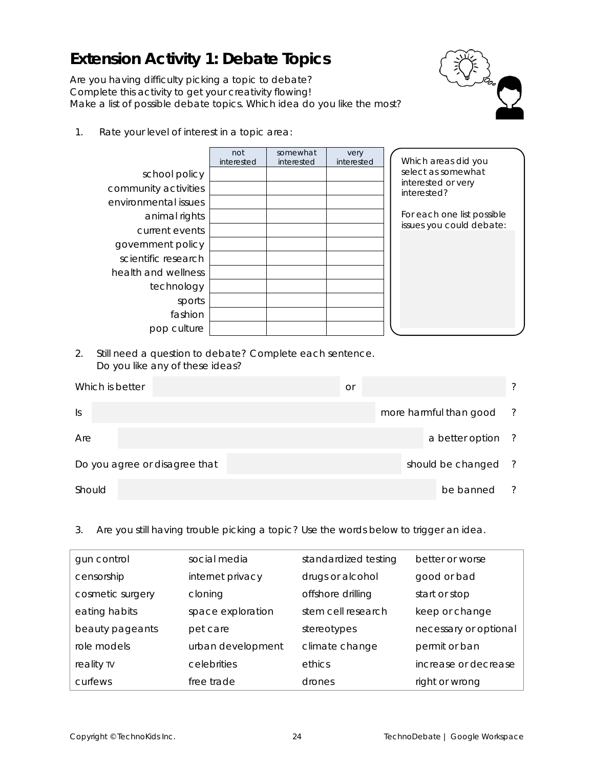# Extension Activity 1: Debate Topics

Are you having difficulty picking a topic to debate?
Complete this activity to get your creativity flowing!
Make a list of possible debate topics. Which idea do you like the most?

1. Rate your level of interest in a topic area:

| | not interested | somewhat interested | very interested |
|---|---|---|---|
| school policy | | | |
| community activities | | | |
| environmental issues | | | |
| animal rights | | | |
| current events | | | |
| government policy | | | |
| scientific research | | | |
| health and wellness | | | |
| technology | | | |
| sports | | | |
| fashion | | | |
| pop culture | | | |

Which areas did you select as somewhat interested or very interested?

For each one list possible issues you could debate:

2. Still need a question to debate? Complete each sentence.
   Do you like any of these ideas?

Which is better ______ or ______ ?

Is ______ more harmful than good ?

Are ______ a better option ?

Do you agree or disagree that ______ should be changed ?

Should ______ be banned ?

3. Are you still having trouble picking a topic? Use the words below to trigger an idea.

| | | | |
|---|---|---|---|
| gun control | social media | standardized testing | better or worse |
| censorship | internet privacy | drugs or alcohol | good or bad |
| cosmetic surgery | cloning | offshore drilling | start or stop |
| eating habits | space exploration | stem cell research | keep or change |
| beauty pageants | pet care | stereotypes | necessary or optional |
| role models | urban development | climate change | permit or ban |
| reality TV | celebrities | ethics | increase or decrease |
| curfews | free trade | drones | right or wrong |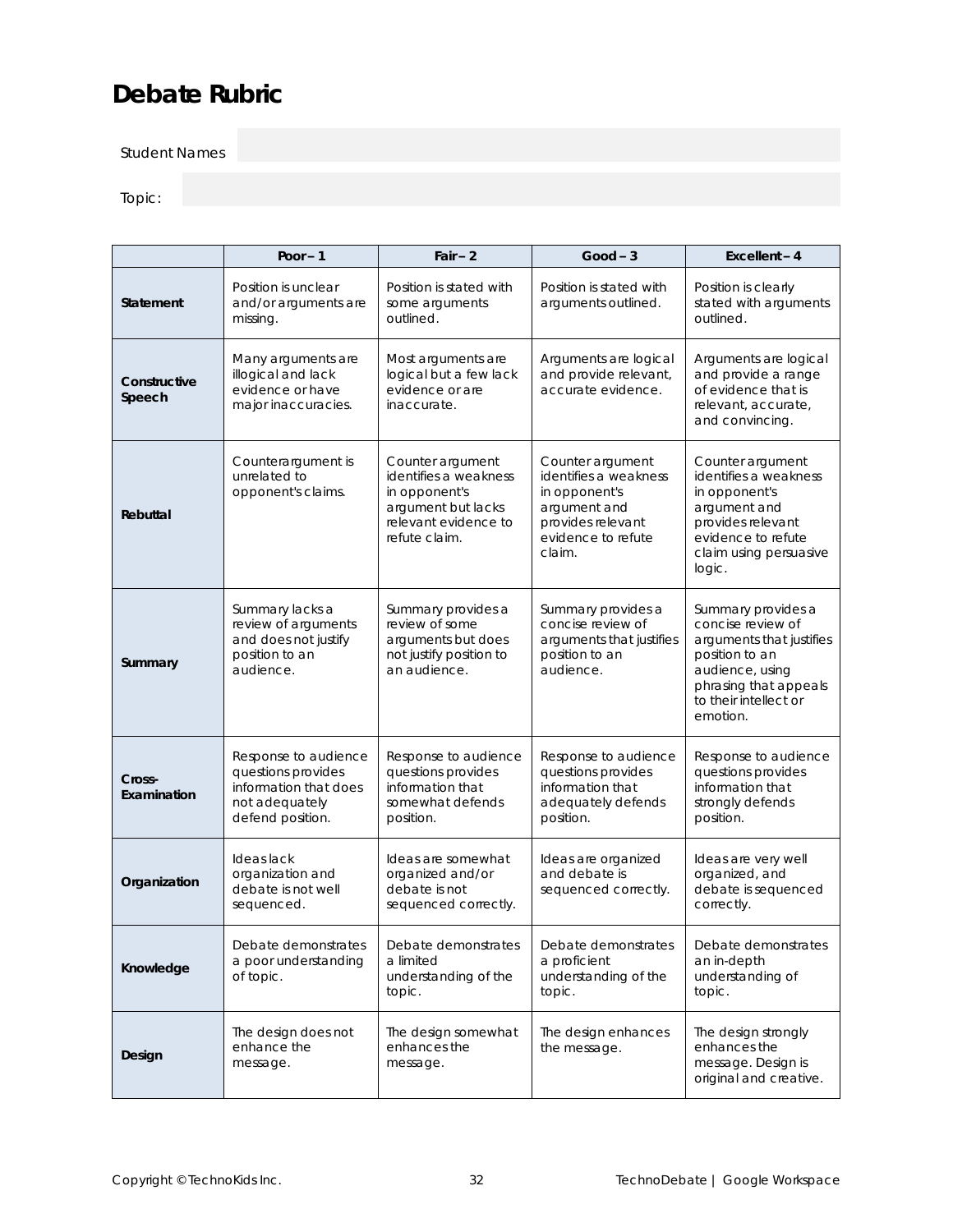# Debate Rubric

Student Names

Topic:

| | Poor – 1 | Fair – 2 | Good – 3 | Excellent – 4 |
|---|---|---|---|---|
| **Statement** | Position is unclear and/or arguments are missing. | Position is stated with some arguments outlined. | Position is stated with arguments outlined. | Position is clearly stated with arguments outlined. |
| **Constructive Speech** | Many arguments are illogical and lack evidence or have major inaccuracies. | Most arguments are logical but a few lack evidence or are inaccurate. | Arguments are logical and provide relevant, accurate evidence. | Arguments are logical and provide a range of evidence that is relevant, accurate, and convincing. |
| **Rebuttal** | Counterargument is unrelated to opponent's claims. | Counter argument identifies a weakness in opponent's argument but lacks relevant evidence to refute claim. | Counter argument identifies a weakness in opponent's argument and provides relevant evidence to refute claim. | Counter argument identifies a weakness in opponent's argument and provides relevant evidence to refute claim using persuasive logic. |
| **Summary** | Summary lacks a review of arguments and does not justify position to an audience. | Summary provides a review of some arguments but does not justify position to an audience. | Summary provides a concise review of arguments that justifies position to an audience. | Summary provides a concise review of arguments that justifies position to an audience, using phrasing that appeals to their intellect or emotion. |
| **Cross-Examination** | Response to audience questions provides information that does not adequately defend position. | Response to audience questions provides information that somewhat defends position. | Response to audience questions provides information that adequately defends position. | Response to audience questions provides information that strongly defends position. |
| **Organization** | Ideas lack organization and debate is not well sequenced. | Ideas are somewhat organized and/or debate is not sequenced correctly. | Ideas are organized and debate is sequenced correctly. | Ideas are very well organized, and debate is sequenced correctly. |
| **Knowledge** | Debate demonstrates a poor understanding of topic. | Debate demonstrates a limited understanding of the topic. | Debate demonstrates a proficient understanding of the topic. | Debate demonstrates an in-depth understanding of topic. |
| **Design** | The design does not enhance the message. | The design somewhat enhances the message. | The design enhances the message. | The design strongly enhances the message. Design is original and creative. |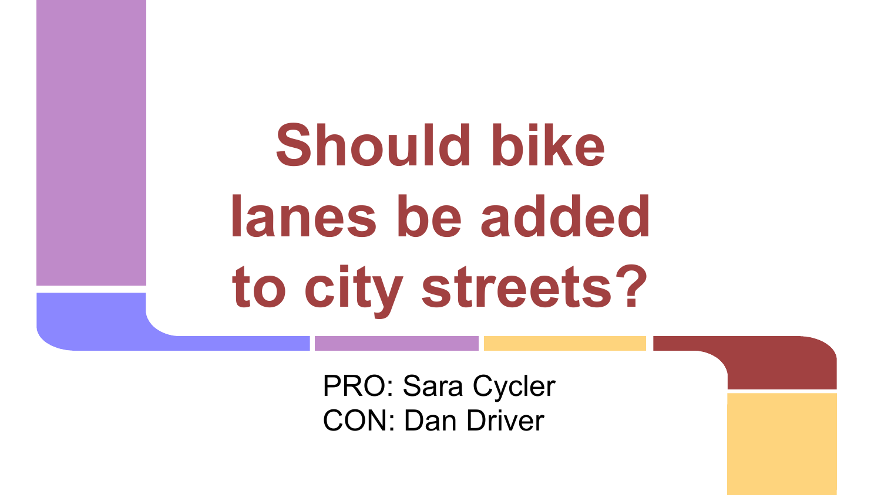# Should bike lanes be added to city streets?

PRO: Sara Cycler
CON: Dan Driver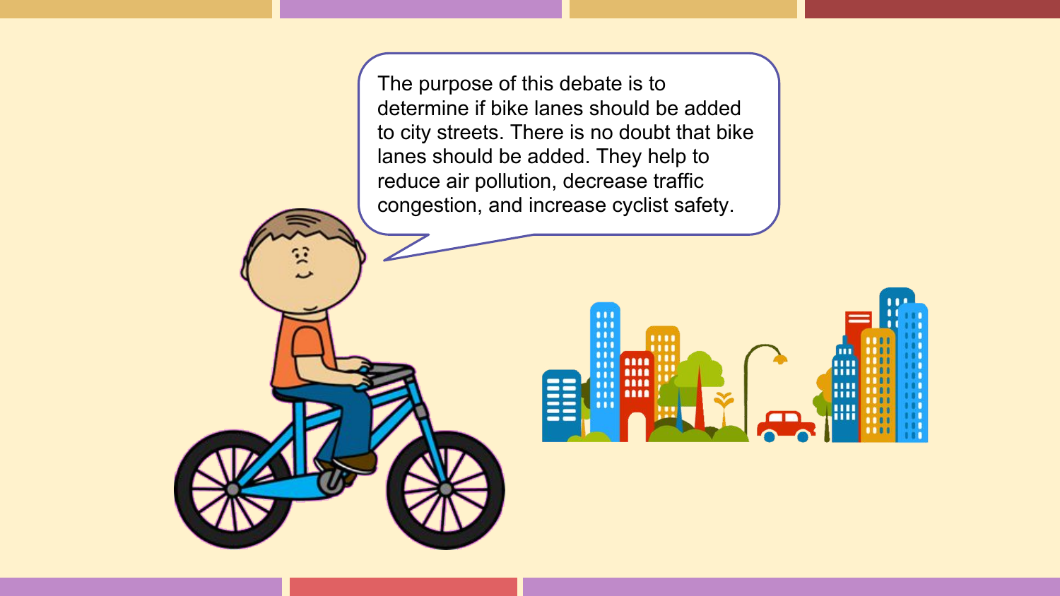The purpose of this debate is to determine if bike lanes should be added to city streets. There is no doubt that bike lanes should be added. They help to reduce air pollution, decrease traffic congestion, and increase cyclist safety.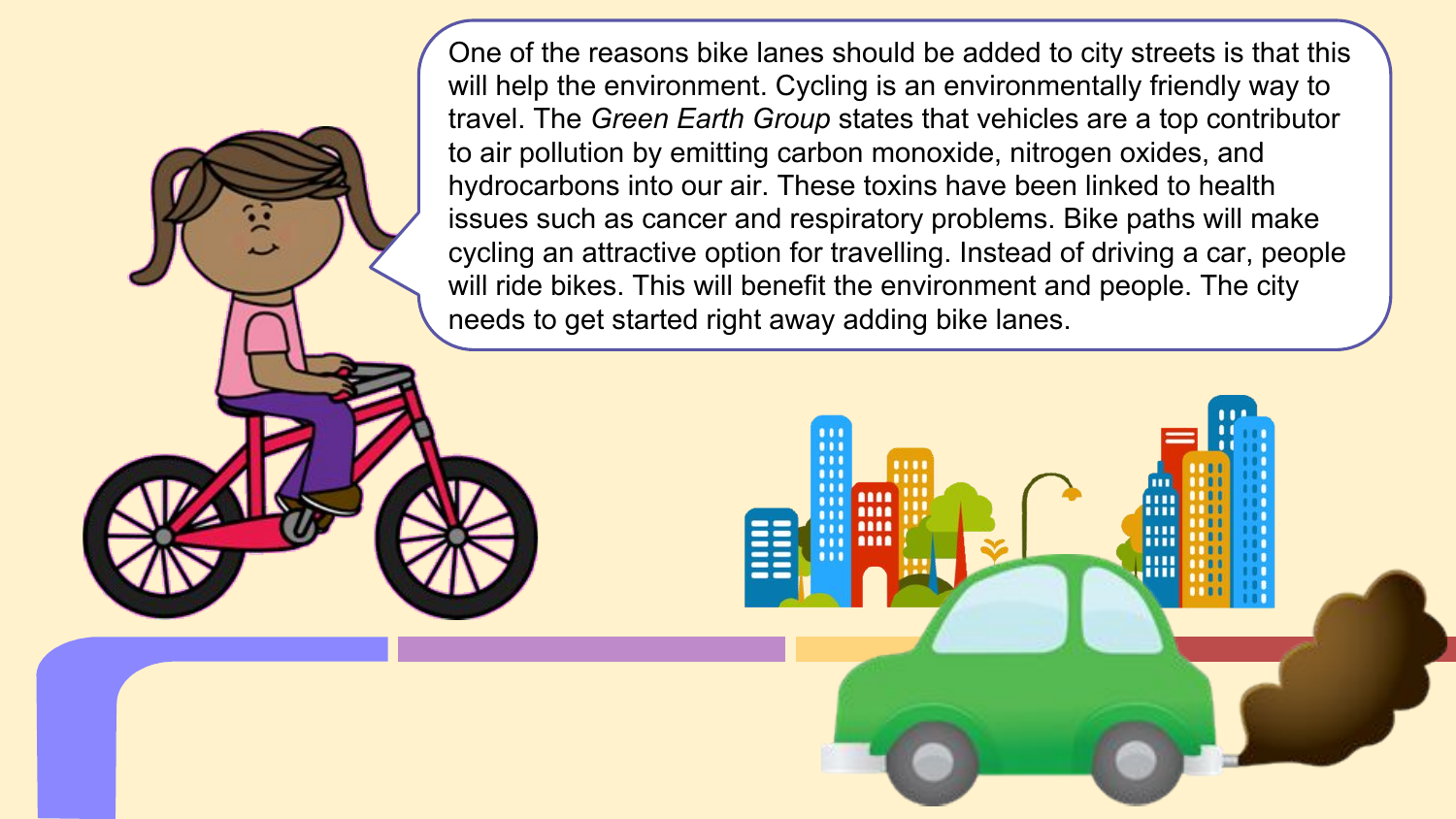One of the reasons bike lanes should be added to city streets is that this will help the environment. Cycling is an environmentally friendly way to travel. The *Green Earth Group* states that vehicles are a top contributor to air pollution by emitting carbon monoxide, nitrogen oxides, and hydrocarbons into our air. These toxins have been linked to health issues such as cancer and respiratory problems. Bike paths will make cycling an attractive option for travelling. Instead of driving a car, people will ride bikes. This will benefit the environment and people. The city needs to get started right away adding bike lanes.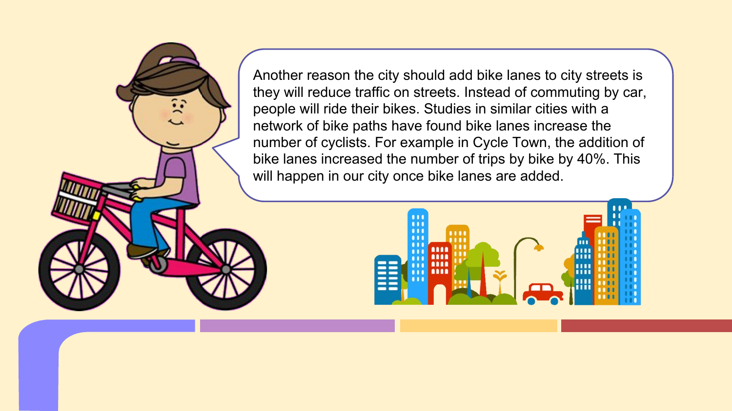Another reason the city should add bike lanes to city streets is they will reduce traffic on streets. Instead of commuting by car, people will ride their bikes. Studies in similar cities with a network of bike paths have found bike lanes increase the number of cyclists. For example in Cycle Town, the addition of bike lanes increased the number of trips by bike by 40%. This will happen in our city once bike lanes are added.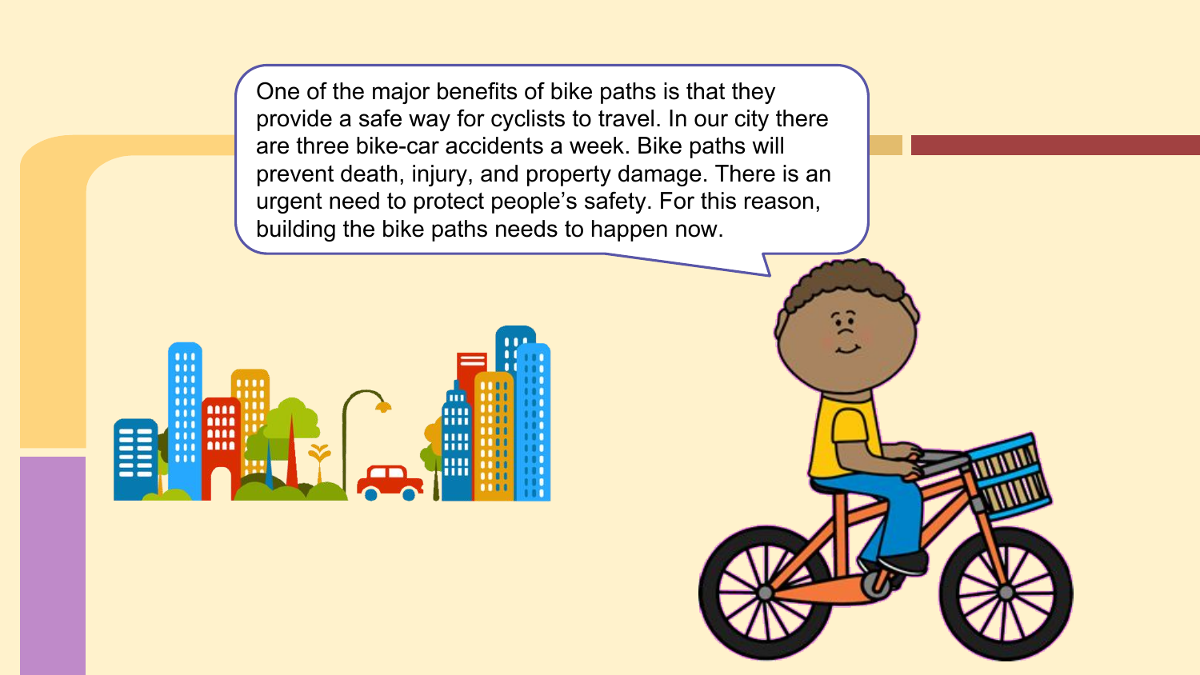One of the major benefits of bike paths is that they provide a safe way for cyclists to travel. In our city there are three bike-car accidents a week. Bike paths will prevent death, injury, and property damage. There is an urgent need to protect people's safety. For this reason, building the bike paths needs to happen now.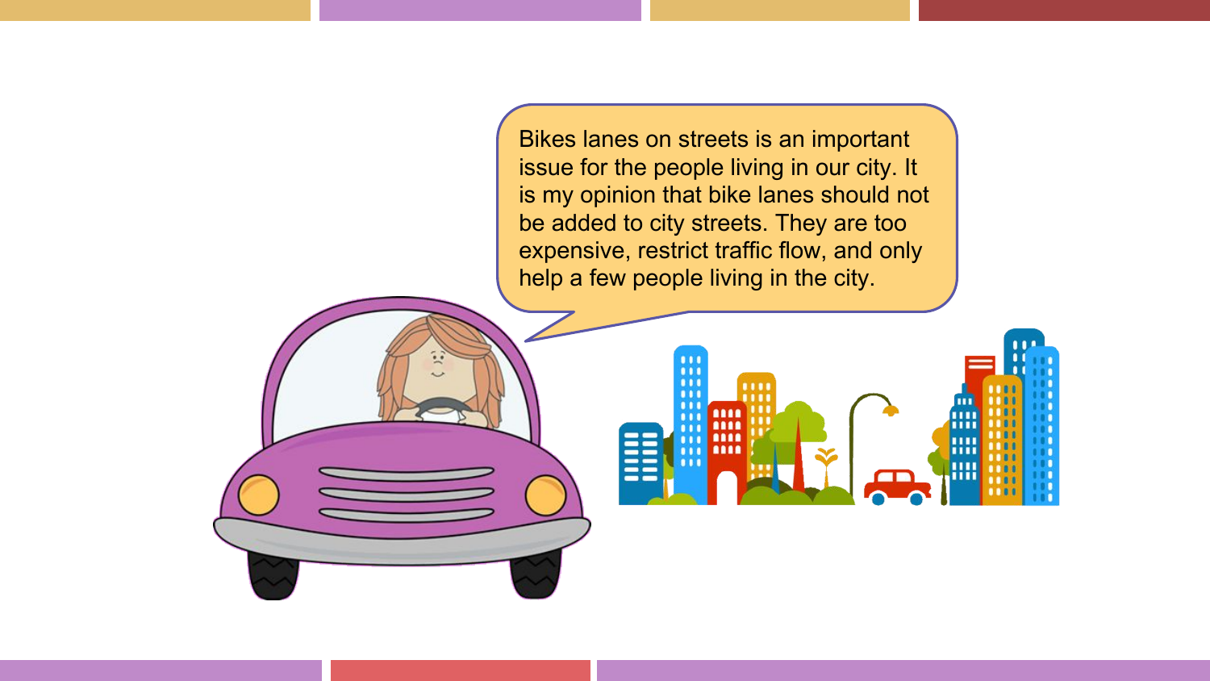Bikes lanes on streets is an important issue for the people living in our city. It is my opinion that bike lanes should not be added to city streets. They are too expensive, restrict traffic flow, and only help a few people living in the city.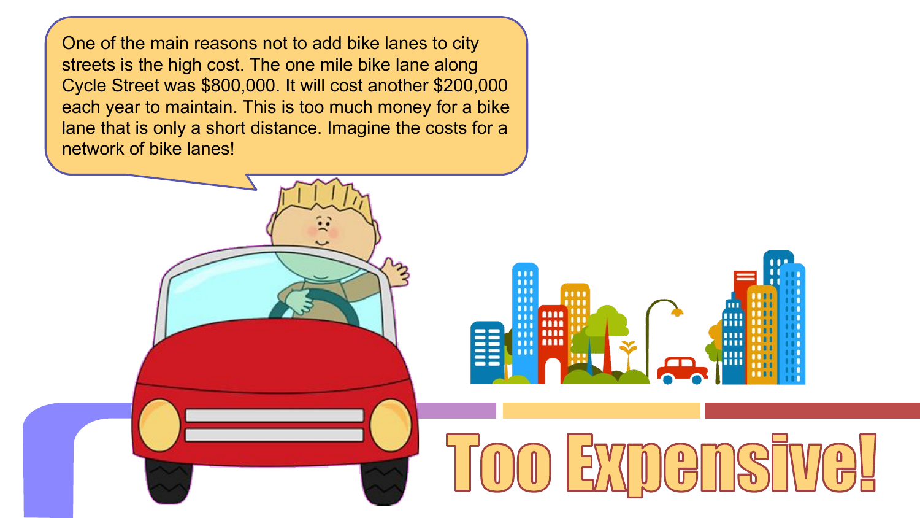One of the main reasons not to add bike lanes to city streets is the high cost. The one mile bike lane along Cycle Street was $800,000. It will cost another $200,000 each year to maintain. This is too much money for a bike lane that is only a short distance. Imagine the costs for a network of bike lanes!

# Too Expensive!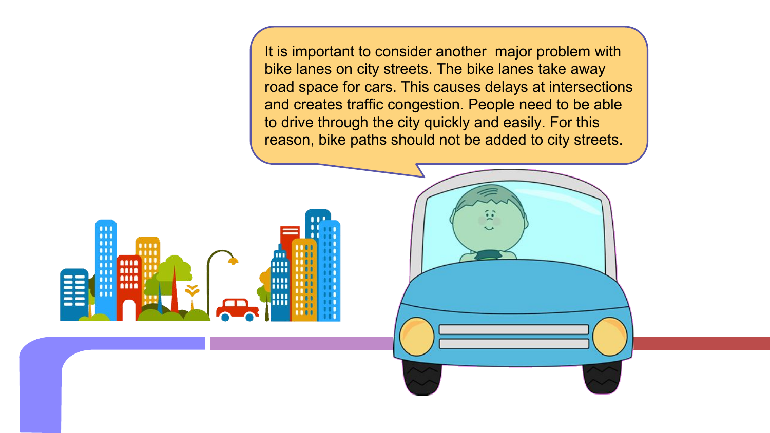It is important to consider another  major problem with bike lanes on city streets. The bike lanes take away road space for cars. This causes delays at intersections and creates traffic congestion. People need to be able to drive through the city quickly and easily. For this reason, bike paths should not be added to city streets.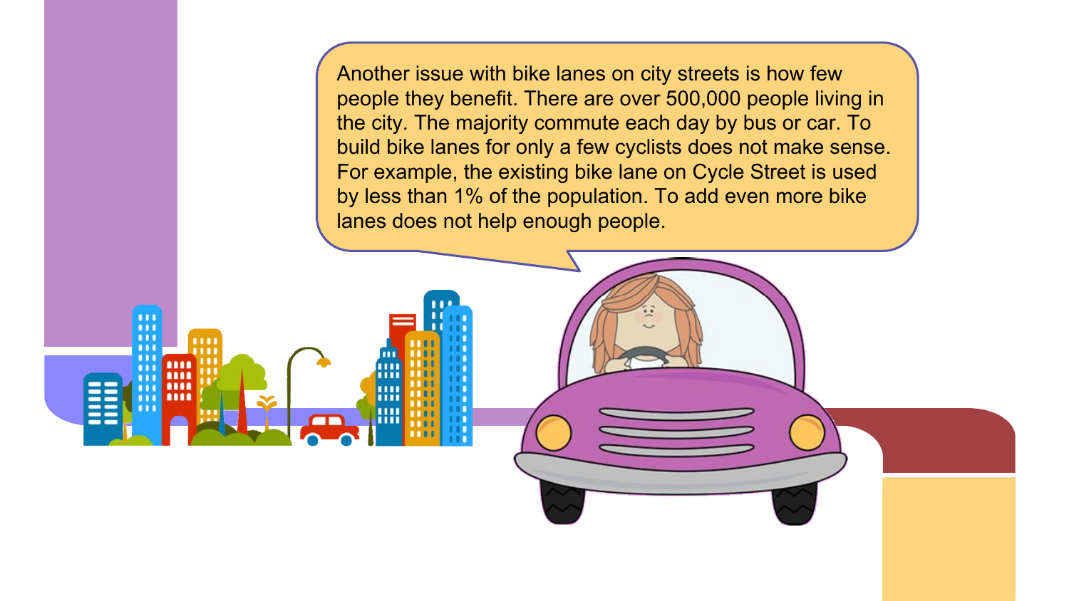Another issue with bike lanes on city streets is how few people they benefit. There are over 500,000 people living in the city. The majority commute each day by bus or car. To build bike lanes for only a few cyclists does not make sense. For example, the existing bike lane on Cycle Street is used by less than 1% of the population. To add even more bike lanes does not help enough people.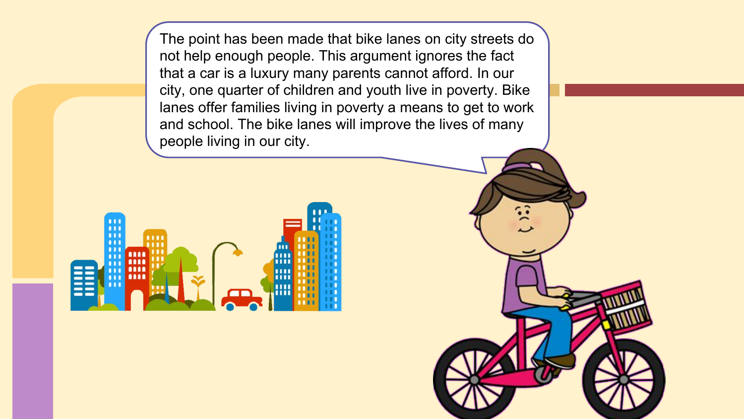The point has been made that bike lanes on city streets do not help enough people. This argument ignores the fact that a car is a luxury many parents cannot afford. In our city, one quarter of children and youth live in poverty. Bike lanes offer families living in poverty a means to get to work and school. The bike lanes will improve the lives of many people living in our city.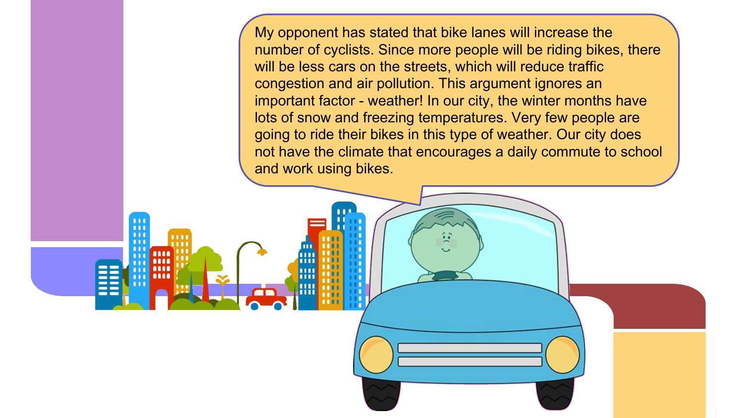My opponent has stated that bike lanes will increase the number of cyclists. Since more people will be riding bikes, there will be less cars on the streets, which will reduce traffic congestion and air pollution. This argument ignores an important factor - weather! In our city, the winter months have lots of snow and freezing temperatures. Very few people are going to ride their bikes in this type of weather. Our city does not have the climate that encourages a daily commute to school and work using bikes.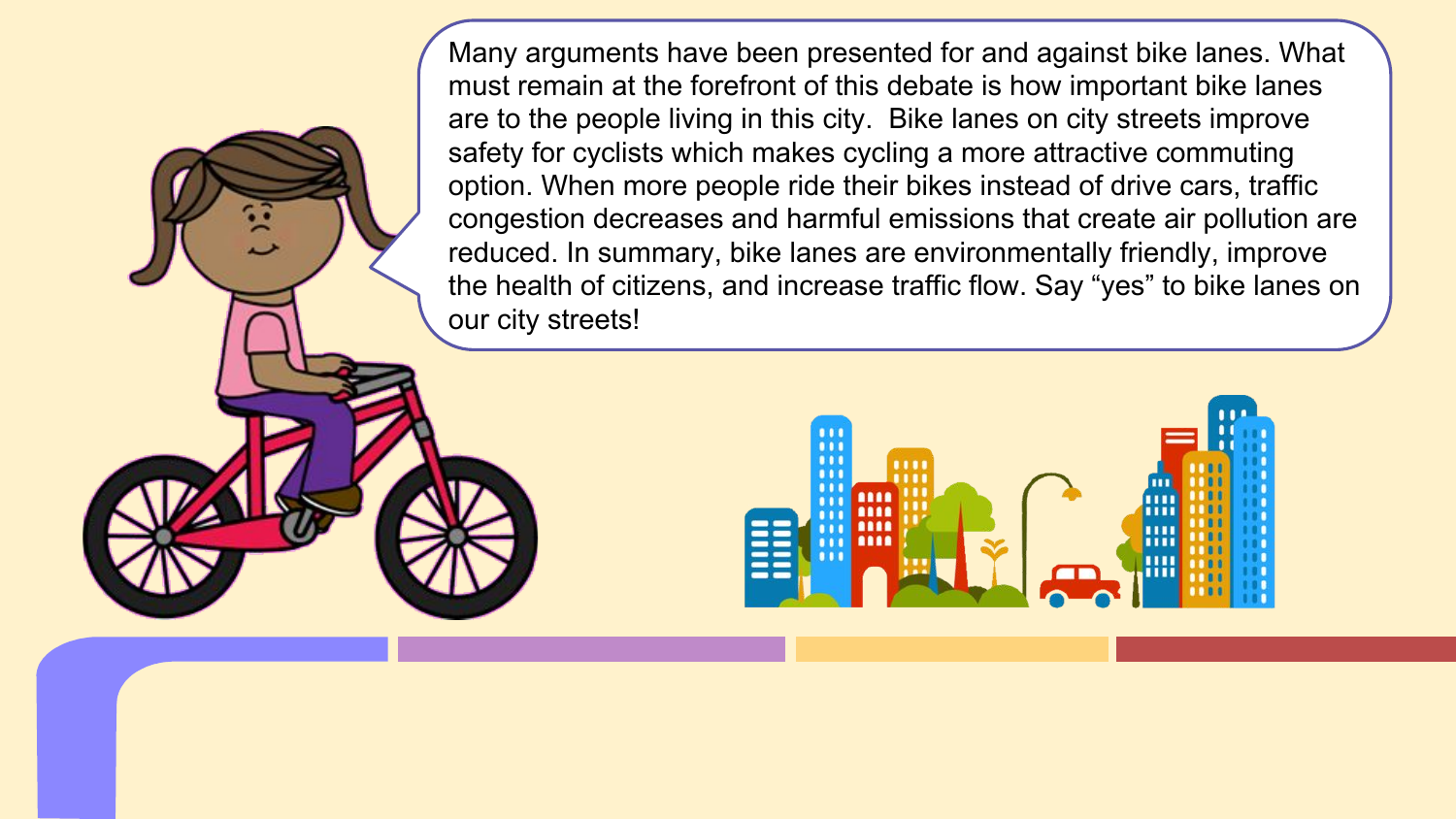Many arguments have been presented for and against bike lanes. What must remain at the forefront of this debate is how important bike lanes are to the people living in this city. Bike lanes on city streets improve safety for cyclists which makes cycling a more attractive commuting option. When more people ride their bikes instead of drive cars, traffic congestion decreases and harmful emissions that create air pollution are reduced. In summary, bike lanes are environmentally friendly, improve the health of citizens, and increase traffic flow. Say “yes” to bike lanes on our city streets!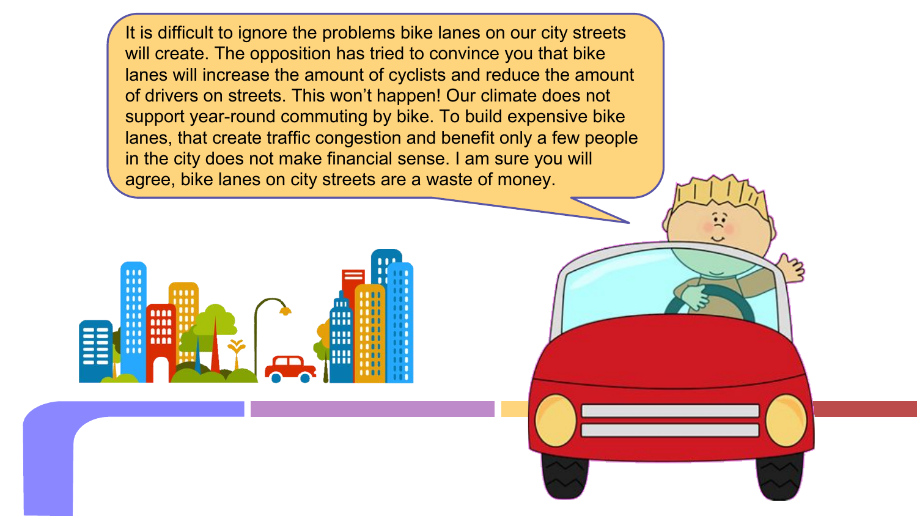It is difficult to ignore the problems bike lanes on our city streets will create. The opposition has tried to convince you that bike lanes will increase the amount of cyclists and reduce the amount of drivers on streets. This won't happen! Our climate does not support year-round commuting by bike. To build expensive bike lanes, that create traffic congestion and benefit only a few people in the city does not make financial sense. I am sure you will agree, bike lanes on city streets are a waste of money.